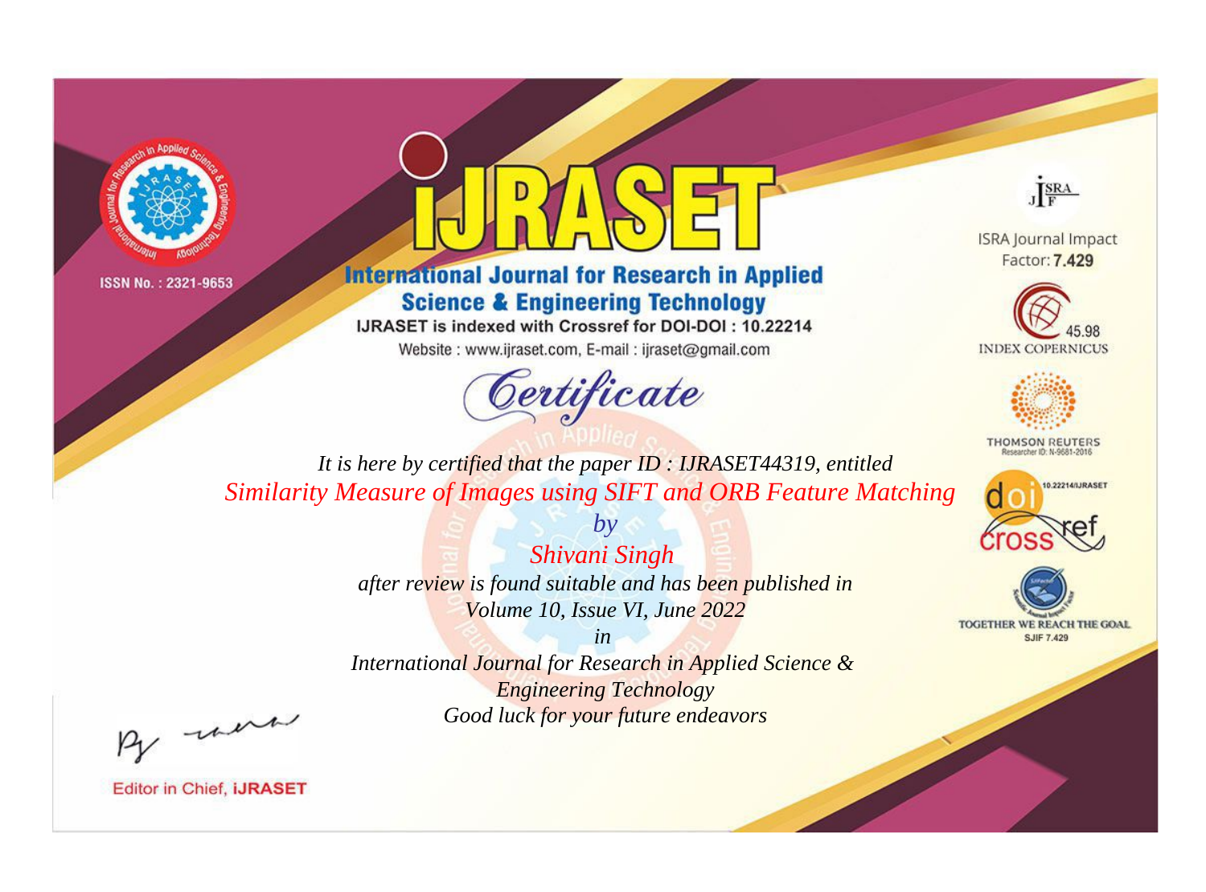ISSN No. : 2321-9653

# IJRASET

## International Journal for Research in Applied Science & Engineering Technology

IJRASET is indexed with Crossref for DOI-DOI : 10.22214

Website : www.ijraset.com, E-mail : ijraset@gmail.com

*Certificate*

*It is here by certified that the paper ID : IJRASET44319, entitled*

*Similarity Measure of Images using SIFT and ORB Feature Matching*

*by*

*Shivani Singh*

*after review is found suitable and has been published in*

*Volume 10, Issue VI, June 2022*

*in*

*International Journal for Research in Applied Science & Engineering Technology*

*Good luck for your future endeavors*

ISRA Journal Impact Factor: **7.429**

45.98 INDEX COPERNICUS

THOMSON REUTERS Researcher ID: N-9681-2016

10.22214/IJRASET

TOGETHER WE REACH THE GOAL SJIF 7.429

Editor in Chief, **iJRASET**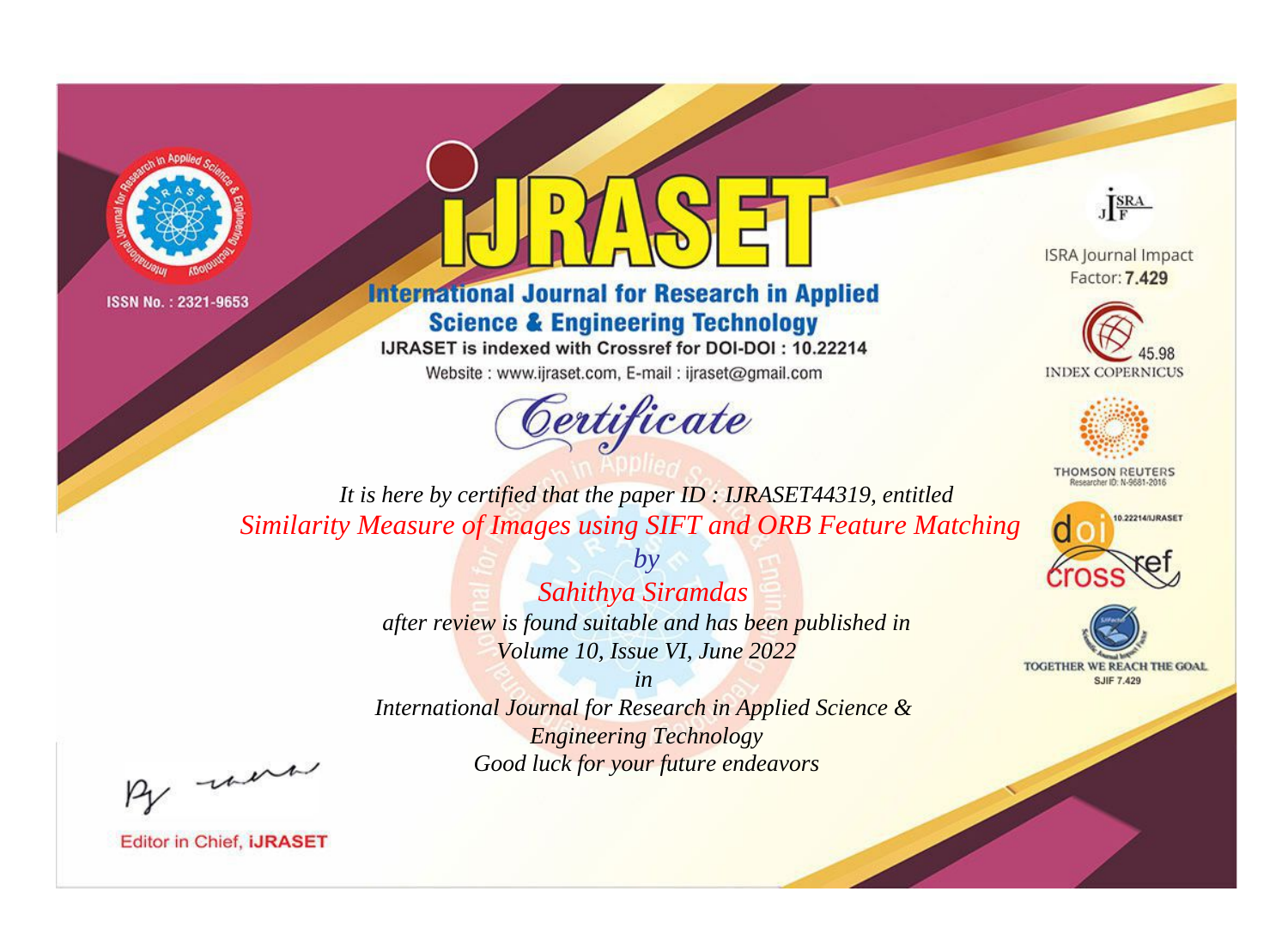ISSN No. : 2321-9653

# iJRASET

## International Journal for Research in Applied Science & Engineering Technology

IJRASET is indexed with Crossref for DOI-DOI : 10.22214

Website : www.ijraset.com, E-mail : ijraset@gmail.com

ISRA Journal Impact Factor: **7.429**

45.98 INDEX COPERNICUS

THOMSON REUTERS Researcher ID: N-9681-2016

10.22214/IJRASET

TOGETHER WE REACH THE GOAL SJIF 7.429

*Certificate*

*It is here by certified that the paper ID : IJRASET44319, entitled*

*Similarity Measure of Images using SIFT and ORB Feature Matching*

*by*

*Sahithya Siramdas*

*after review is found suitable and has been published in*

*Volume 10, Issue VI, June 2022*

*in*

*International Journal for Research in Applied Science & Engineering Technology*

*Good luck for your future endeavors*

Editor in Chief, **iJRASET**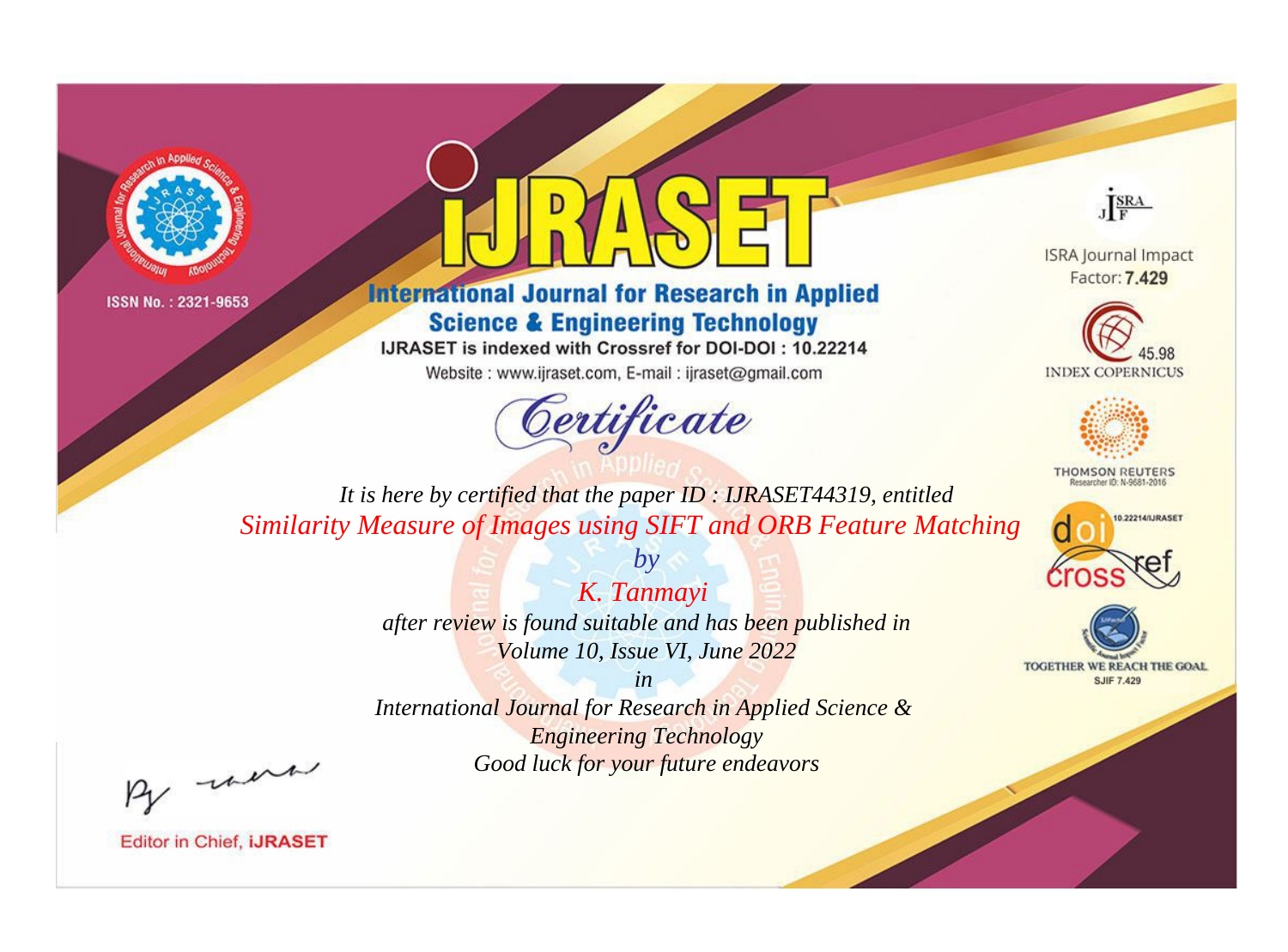ISSN No. : 2321-9653

# IJRASET

## International Journal for Research in Applied Science & Engineering Technology

IJRASET is indexed with Crossref for DOI-DOI : 10.22214

Website : www.ijraset.com, E-mail : ijraset@gmail.com

## Certificate

*It is here by certified that the paper ID : IJRASET44319, entitled*

*Similarity Measure of Images using SIFT and ORB Feature Matching*

*by*

*K. Tanmayi*

*after review is found suitable and has been published in*

*Volume 10, Issue VI, June 2022*

*in*

*International Journal for Research in Applied Science & Engineering Technology*

*Good luck for your future endeavors*

ISRA Journal Impact Factor: **7.429**

45.98 INDEX COPERNICUS

THOMSON REUTERS Researcher ID: N-9681-2016

10.22214/IJRASET

TOGETHER WE REACH THE GOAL SJIF 7.429

Editor in Chief, **iJRASET**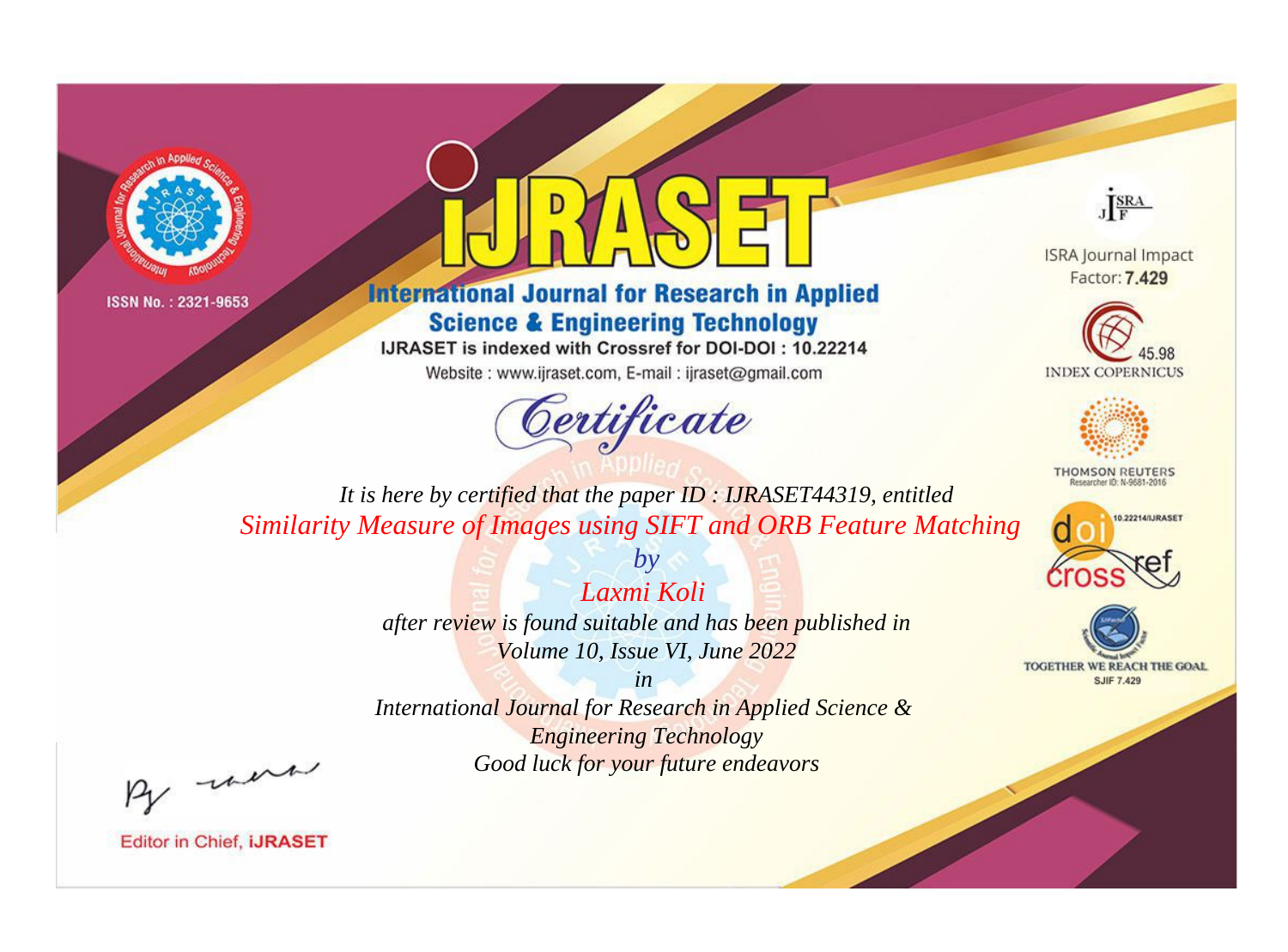ISSN No. : 2321-9653

# IJRASET

## International Journal for Research in Applied Science & Engineering Technology

IJRASET is indexed with Crossref for DOI-DOI : 10.22214

Website : www.ijraset.com, E-mail : ijraset@gmail.com

*Certificate*

*It is here by certified that the paper ID : IJRASET44319, entitled*

*Similarity Measure of Images using SIFT and ORB Feature Matching*

*by*

*Laxmi Koli*

*after review is found suitable and has been published in*

*Volume 10, Issue VI, June 2022*

*in*

*International Journal for Research in Applied Science & Engineering Technology*

*Good luck for your future endeavors*

ISRA Journal Impact Factor: **7.429**

45.98 INDEX COPERNICUS

THOMSON REUTERS Researcher ID: N-9681-2016

10.22214/IJRASET

TOGETHER WE REACH THE GOAL SJIF 7.429

Editor in Chief, **iJRASET**